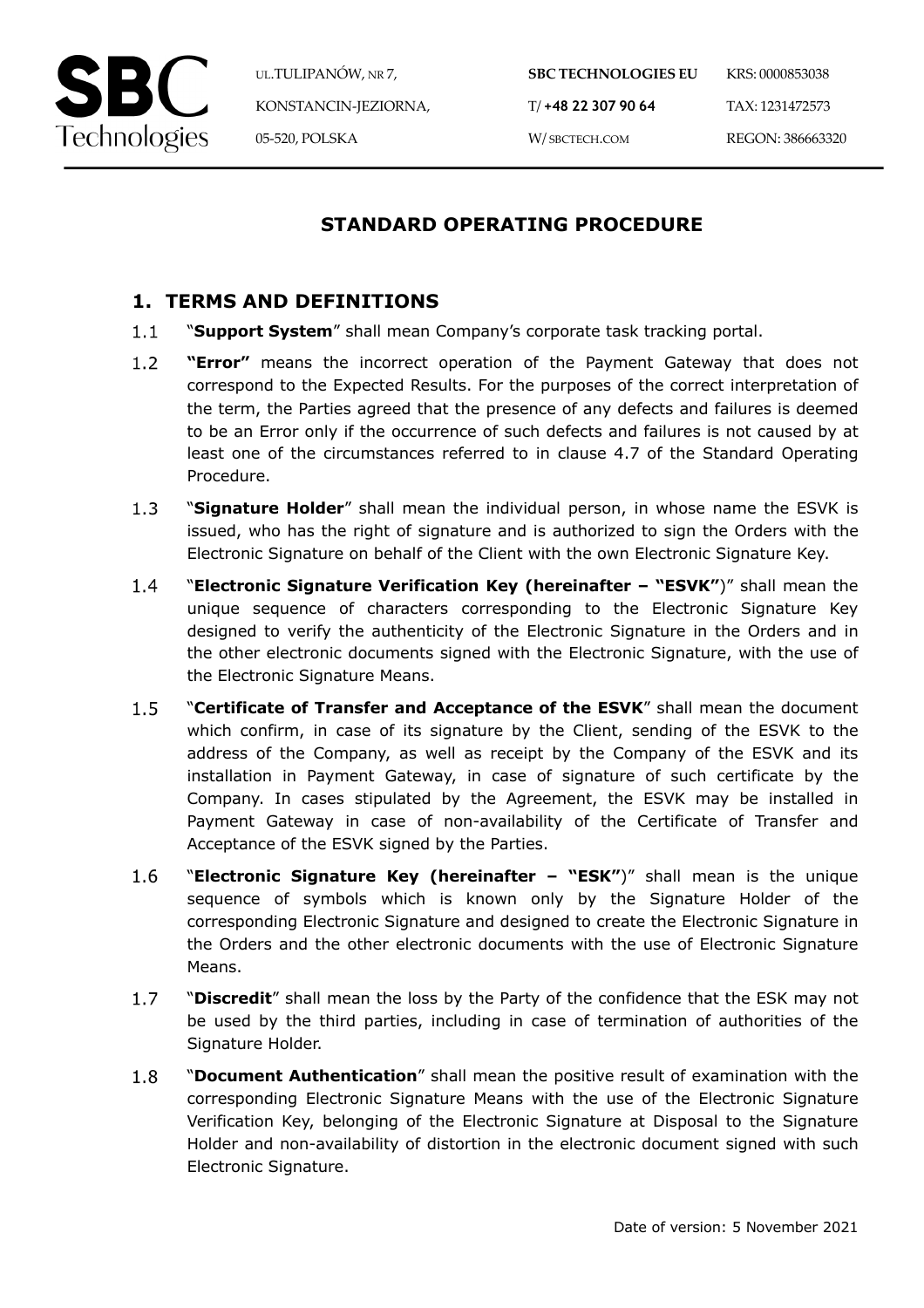# STANDARD OPERATING PROCEDURE

## 1. TERMS AND DEFINITIONS

1.1 "**Support System**" shall mean Company's corporate task tracking portal.

1.2 **"Error"** means the incorrect operation of the Payment Gateway that does not correspond to the Expected Results. For the purposes of the correct interpretation of the term, the Parties agreed that the presence of any defects and failures is deemed to be an Error only if the occurrence of such defects and failures is not caused by at least one of the circumstances referred to in clause 4.7 of the Standard Operating Procedure.

1.3 "**Signature Holder**" shall mean the individual person, in whose name the ESVK is issued, who has the right of signature and is authorized to sign the Orders with the Electronic Signature on behalf of the Client with the own Electronic Signature Key.

1.4 "**Electronic Signature Verification Key (hereinafter – "ESVK")**" shall mean the unique sequence of characters corresponding to the Electronic Signature Key designed to verify the authenticity of the Electronic Signature in the Orders and in the other electronic documents signed with the Electronic Signature, with the use of the Electronic Signature Means.

1.5 "**Certificate of Transfer and Acceptance of the ESVK**" shall mean the document which confirm, in case of its signature by the Client, sending of the ESVK to the address of the Company, as well as receipt by the Company of the ESVK and its installation in Payment Gateway, in case of signature of such certificate by the Company. In cases stipulated by the Agreement, the ESVK may be installed in Payment Gateway in case of non-availability of the Certificate of Transfer and Acceptance of the ESVK signed by the Parties.

1.6 "**Electronic Signature Key (hereinafter – "ESK")**" shall mean is the unique sequence of symbols which is known only by the Signature Holder of the corresponding Electronic Signature and designed to create the Electronic Signature in the Orders and the other electronic documents with the use of Electronic Signature Means.

1.7 "**Discredit**" shall mean the loss by the Party of the confidence that the ESK may not be used by the third parties, including in case of termination of authorities of the Signature Holder.

1.8 "**Document Authentication**" shall mean the positive result of examination with the corresponding Electronic Signature Means with the use of the Electronic Signature Verification Key, belonging of the Electronic Signature at Disposal to the Signature Holder and non-availability of distortion in the electronic document signed with such Electronic Signature.

Date of version: 5 November 2021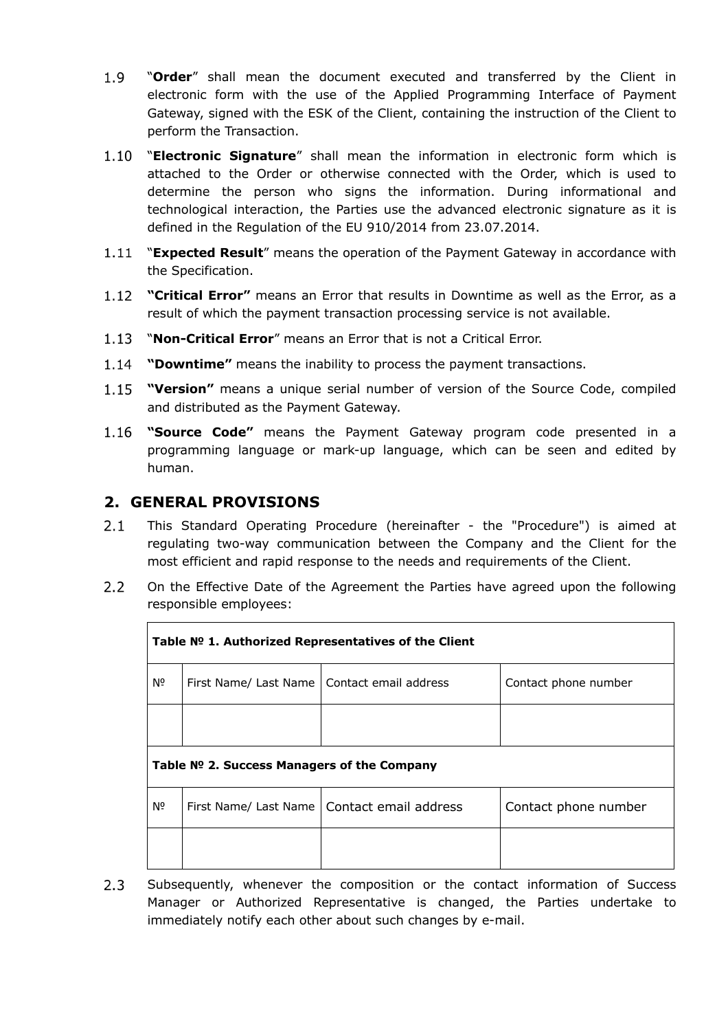1.9 "**Order**" shall mean the document executed and transferred by the Client in electronic form with the use of the Applied Programming Interface of Payment Gateway, signed with the ESK of the Client, containing the instruction of the Client to perform the Transaction.

1.10 "**Electronic Signature**" shall mean the information in electronic form which is attached to the Order or otherwise connected with the Order, which is used to determine the person who signs the information. During informational and technological interaction, the Parties use the advanced electronic signature as it is defined in the Regulation of the EU 910/2014 from 23.07.2014.

1.11 "**Expected Result**" means the operation of the Payment Gateway in accordance with the Specification.

1.12 **"Critical Error"** means an Error that results in Downtime as well as the Error, as a result of which the payment transaction processing service is not available.

1.13 "**Non-Critical Error**" means an Error that is not a Critical Error.

1.14 **"Downtime"** means the inability to process the payment transactions.

1.15 **"Version"** means a unique serial number of version of the Source Code, compiled and distributed as the Payment Gateway.

1.16 **"Source Code"** means the Payment Gateway program code presented in a programming language or mark-up language, which can be seen and edited by human.

## 2. GENERAL PROVISIONS

2.1 This Standard Operating Procedure (hereinafter - the "Procedure") is aimed at regulating two-way communication between the Company and the Client for the most efficient and rapid response to the needs and requirements of the Client.

2.2 On the Effective Date of the Agreement the Parties have agreed upon the following responsible employees:

| **Table № 1. Authorized Representatives of the Client** | | | |
|---|---|---|---|
| № | First Name/ Last Name | Contact email address | Contact phone number |
| | | | |
| **Table № 2. Success Managers of the Company** | | | |
| № | First Name/ Last Name | Contact email address | Contact phone number |
| | | | |

2.3 Subsequently, whenever the composition or the contact information of Success Manager or Authorized Representative is changed, the Parties undertake to immediately notify each other about such changes by e-mail.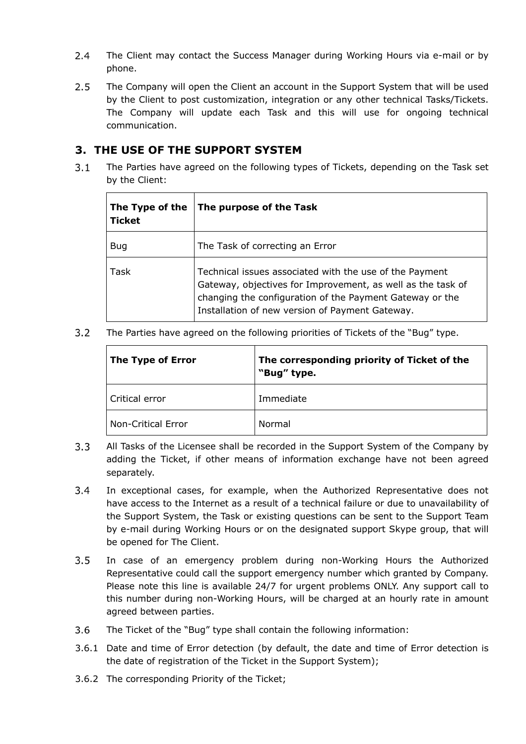2.4 The Client may contact the Success Manager during Working Hours via e-mail or by phone.

2.5 The Company will open the Client an account in the Support System that will be used by the Client to post customization, integration or any other technical Tasks/Tickets. The Company will update each Task and this will use for ongoing technical communication.

## 3. THE USE OF THE SUPPORT SYSTEM

3.1 The Parties have agreed on the following types of Tickets, depending on the Task set by the Client:

| The Type of the Ticket | The purpose of the Task |
|---|---|
| Bug | The Task of correcting an Error |
| Task | Technical issues associated with the use of the Payment Gateway, objectives for Improvement, as well as the task of changing the configuration of the Payment Gateway or the Installation of new version of Payment Gateway. |

3.2 The Parties have agreed on the following priorities of Tickets of the "Bug" type.

| The Type of Error | The corresponding priority of Ticket of the "Bug" type. |
|---|---|
| Critical error | Immediate |
| Non-Critical Error | Normal |

3.3 All Tasks of the Licensee shall be recorded in the Support System of the Company by adding the Ticket, if other means of information exchange have not been agreed separately.

3.4 In exceptional cases, for example, when the Authorized Representative does not have access to the Internet as a result of a technical failure or due to unavailability of the Support System, the Task or existing questions can be sent to the Support Team by e-mail during Working Hours or on the designated support Skype group, that will be opened for The Client.

3.5 In case of an emergency problem during non-Working Hours the Authorized Representative could call the support emergency number which granted by Company. Please note this line is available 24/7 for urgent problems ONLY. Any support call to this number during non-Working Hours, will be charged at an hourly rate in amount agreed between parties.

3.6 The Ticket of the "Bug" type shall contain the following information:

3.6.1 Date and time of Error detection (by default, the date and time of Error detection is the date of registration of the Ticket in the Support System);

3.6.2 The corresponding Priority of the Ticket;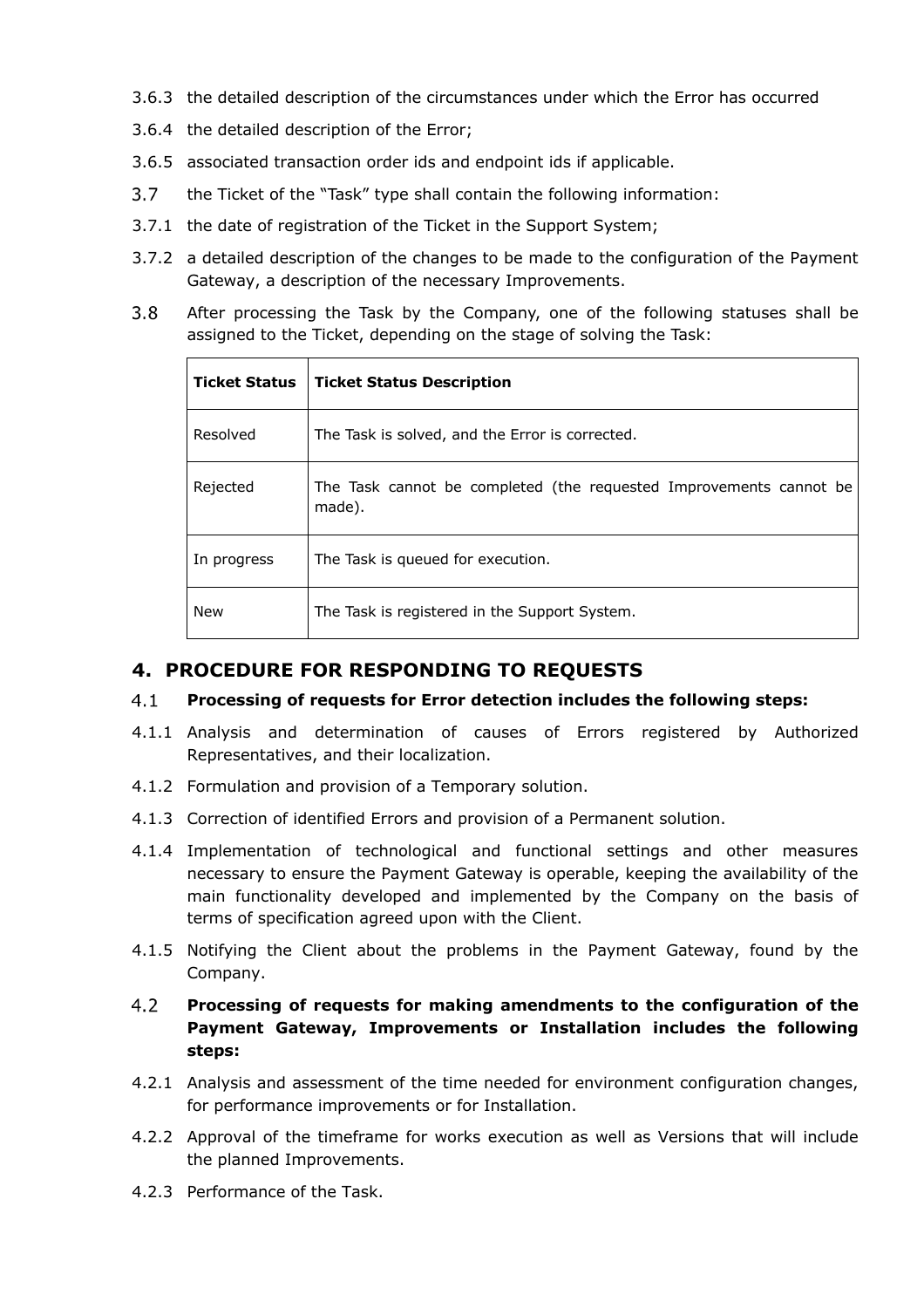3.6.3 the detailed description of the circumstances under which the Error has occurred

3.6.4 the detailed description of the Error;

3.6.5 associated transaction order ids and endpoint ids if applicable.

3.7 the Ticket of the "Task" type shall contain the following information:

3.7.1 the date of registration of the Ticket in the Support System;

3.7.2 a detailed description of the changes to be made to the configuration of the Payment Gateway, a description of the necessary Improvements.

3.8 After processing the Task by the Company, one of the following statuses shall be assigned to the Ticket, depending on the stage of solving the Task:

| Ticket Status | Ticket Status Description |
|---|---|
| Resolved | The Task is solved, and the Error is corrected. |
| Rejected | The Task cannot be completed (the requested Improvements cannot be made). |
| In progress | The Task is queued for execution. |
| New | The Task is registered in the Support System. |

## 4. PROCEDURE FOR RESPONDING TO REQUESTS

4.1 **Processing of requests for Error detection includes the following steps:**

4.1.1 Analysis and determination of causes of Errors registered by Authorized Representatives, and their localization.

4.1.2 Formulation and provision of a Temporary solution.

4.1.3 Correction of identified Errors and provision of a Permanent solution.

4.1.4 Implementation of technological and functional settings and other measures necessary to ensure the Payment Gateway is operable, keeping the availability of the main functionality developed and implemented by the Company on the basis of terms of specification agreed upon with the Client.

4.1.5 Notifying the Client about the problems in the Payment Gateway, found by the Company.

4.2 **Processing of requests for making amendments to the configuration of the Payment Gateway, Improvements or Installation includes the following steps:**

4.2.1 Analysis and assessment of the time needed for environment configuration changes, for performance improvements or for Installation.

4.2.2 Approval of the timeframe for works execution as well as Versions that will include the planned Improvements.

4.2.3 Performance of the Task.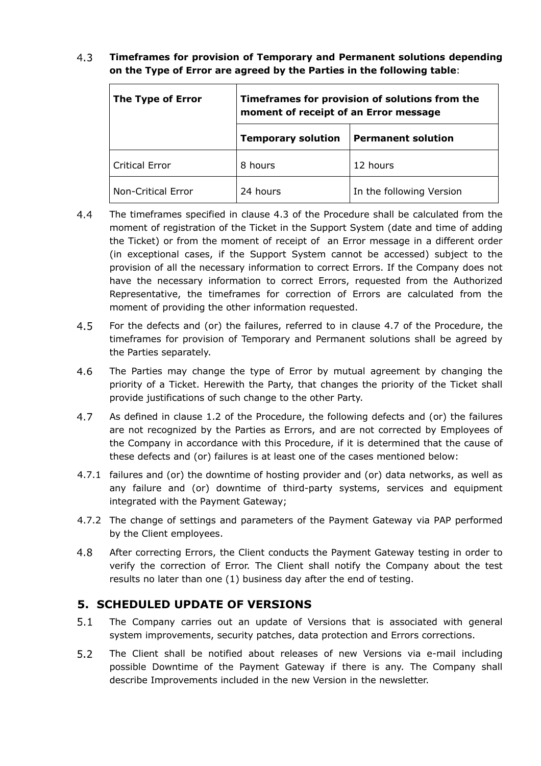4.3 **Timeframes for provision of Temporary and Permanent solutions depending on the Type of Error are agreed by the Parties in the following table**:

| **The Type of Error** | **Timeframes for provision of solutions from the moment of receipt of an Error message** | |
|---|---|---|
| | **Temporary solution** | **Permanent solution** |
| Critical Error | 8 hours | 12 hours |
| Non-Critical Error | 24 hours | In the following Version |

4.4 The timeframes specified in clause 4.3 of the Procedure shall be calculated from the moment of registration of the Ticket in the Support System (date and time of adding the Ticket) or from the moment of receipt of an Error message in a different order (in exceptional cases, if the Support System cannot be accessed) subject to the provision of all the necessary information to correct Errors. If the Company does not have the necessary information to correct Errors, requested from the Authorized Representative, the timeframes for correction of Errors are calculated from the moment of providing the other information requested.

4.5 For the defects and (or) the failures, referred to in clause 4.7 of the Procedure, the timeframes for provision of Temporary and Permanent solutions shall be agreed by the Parties separately.

4.6 The Parties may change the type of Error by mutual agreement by changing the priority of a Ticket. Herewith the Party, that changes the priority of the Ticket shall provide justifications of such change to the other Party.

4.7 As defined in clause 1.2 of the Procedure, the following defects and (or) the failures are not recognized by the Parties as Errors, and are not corrected by Employees of the Company in accordance with this Procedure, if it is determined that the cause of these defects and (or) failures is at least one of the cases mentioned below:

4.7.1 failures and (or) the downtime of hosting provider and (or) data networks, as well as any failure and (or) downtime of third-party systems, services and equipment integrated with the Payment Gateway;

4.7.2 The change of settings and parameters of the Payment Gateway via PAP performed by the Client employees.

4.8 After correcting Errors, the Client conducts the Payment Gateway testing in order to verify the correction of Error. The Client shall notify the Company about the test results no later than one (1) business day after the end of testing.

## 5. SCHEDULED UPDATE OF VERSIONS

5.1 The Company carries out an update of Versions that is associated with general system improvements, security patches, data protection and Errors corrections.

5.2 The Client shall be notified about releases of new Versions via e-mail including possible Downtime of the Payment Gateway if there is any. The Company shall describe Improvements included in the new Version in the newsletter.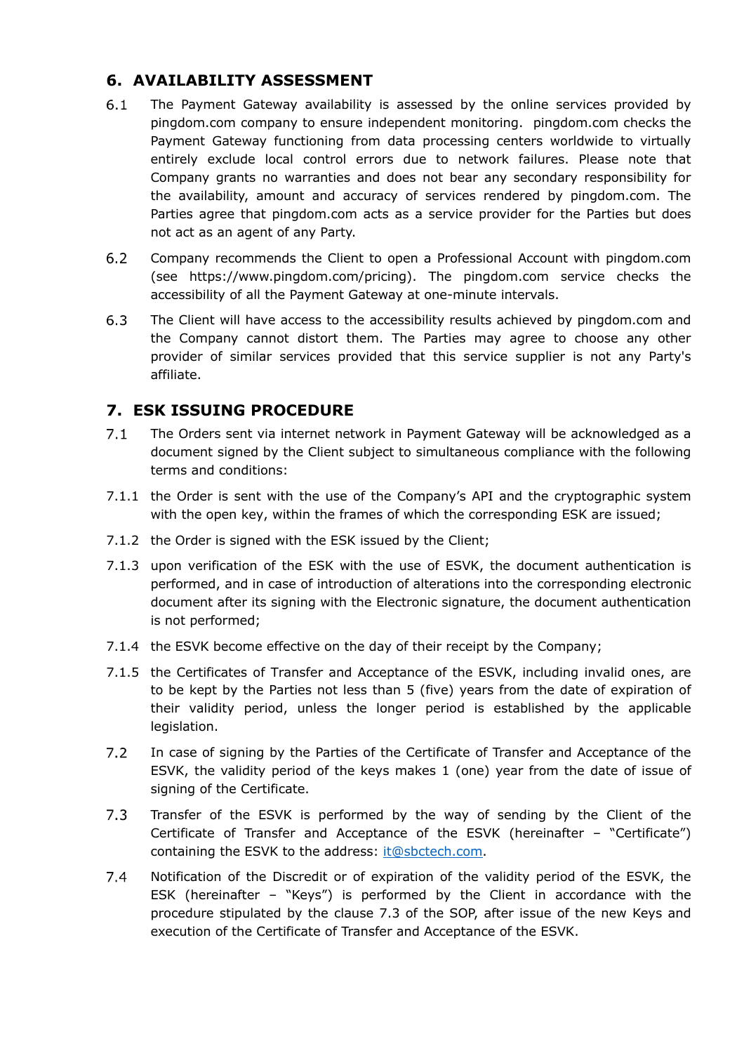## 6. AVAILABILITY ASSESSMENT

6.1 The Payment Gateway availability is assessed by the online services provided by pingdom.com company to ensure independent monitoring. pingdom.com checks the Payment Gateway functioning from data processing centers worldwide to virtually entirely exclude local control errors due to network failures. Please note that Company grants no warranties and does not bear any secondary responsibility for the availability, amount and accuracy of services rendered by pingdom.com. The Parties agree that pingdom.com acts as a service provider for the Parties but does not act as an agent of any Party.

6.2 Company recommends the Client to open a Professional Account with pingdom.com (see https://www.pingdom.com/pricing). The pingdom.com service checks the accessibility of all the Payment Gateway at one-minute intervals.

6.3 The Client will have access to the accessibility results achieved by pingdom.com and the Company cannot distort them. The Parties may agree to choose any other provider of similar services provided that this service supplier is not any Party's affiliate.

## 7. ESK ISSUING PROCEDURE

7.1 The Orders sent via internet network in Payment Gateway will be acknowledged as a document signed by the Client subject to simultaneous compliance with the following terms and conditions:

7.1.1 the Order is sent with the use of the Company's API and the cryptographic system with the open key, within the frames of which the corresponding ESK are issued;

7.1.2 the Order is signed with the ESK issued by the Client;

7.1.3 upon verification of the ESK with the use of ESVK, the document authentication is performed, and in case of introduction of alterations into the corresponding electronic document after its signing with the Electronic signature, the document authentication is not performed;

7.1.4 the ESVK become effective on the day of their receipt by the Company;

7.1.5 the Certificates of Transfer and Acceptance of the ESVK, including invalid ones, are to be kept by the Parties not less than 5 (five) years from the date of expiration of their validity period, unless the longer period is established by the applicable legislation.

7.2 In case of signing by the Parties of the Certificate of Transfer and Acceptance of the ESVK, the validity period of the keys makes 1 (one) year from the date of issue of signing of the Certificate.

7.3 Transfer of the ESVK is performed by the way of sending by the Client of the Certificate of Transfer and Acceptance of the ESVK (hereinafter – "Certificate") containing the ESVK to the address: [it@sbctech.com](mailto:it@sbctech.com).

7.4 Notification of the Discredit or of expiration of the validity period of the ESVK, the ESK (hereinafter – "Keys") is performed by the Client in accordance with the procedure stipulated by the clause 7.3 of the SOP, after issue of the new Keys and execution of the Certificate of Transfer and Acceptance of the ESVK.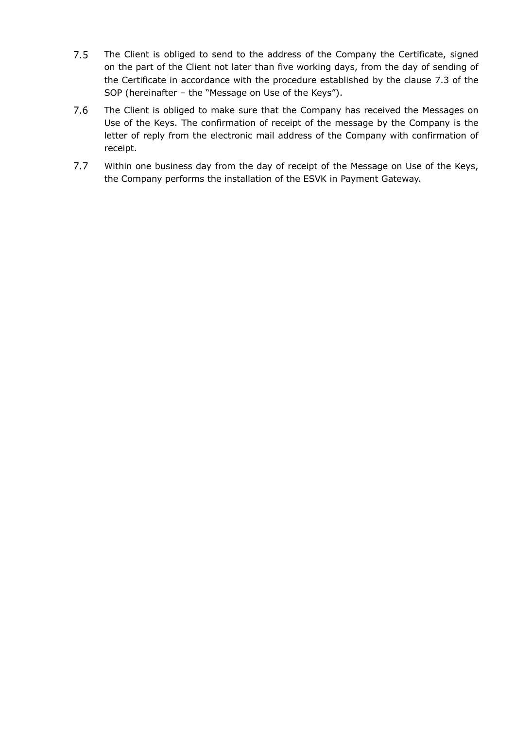7.5 The Client is obliged to send to the address of the Company the Certificate, signed on the part of the Client not later than five working days, from the day of sending of the Certificate in accordance with the procedure established by the clause 7.3 of the SOP (hereinafter – the "Message on Use of the Keys").

7.6 The Client is obliged to make sure that the Company has received the Messages on Use of the Keys. The confirmation of receipt of the message by the Company is the letter of reply from the electronic mail address of the Company with confirmation of receipt.

7.7 Within one business day from the day of receipt of the Message on Use of the Keys, the Company performs the installation of the ESVK in Payment Gateway.